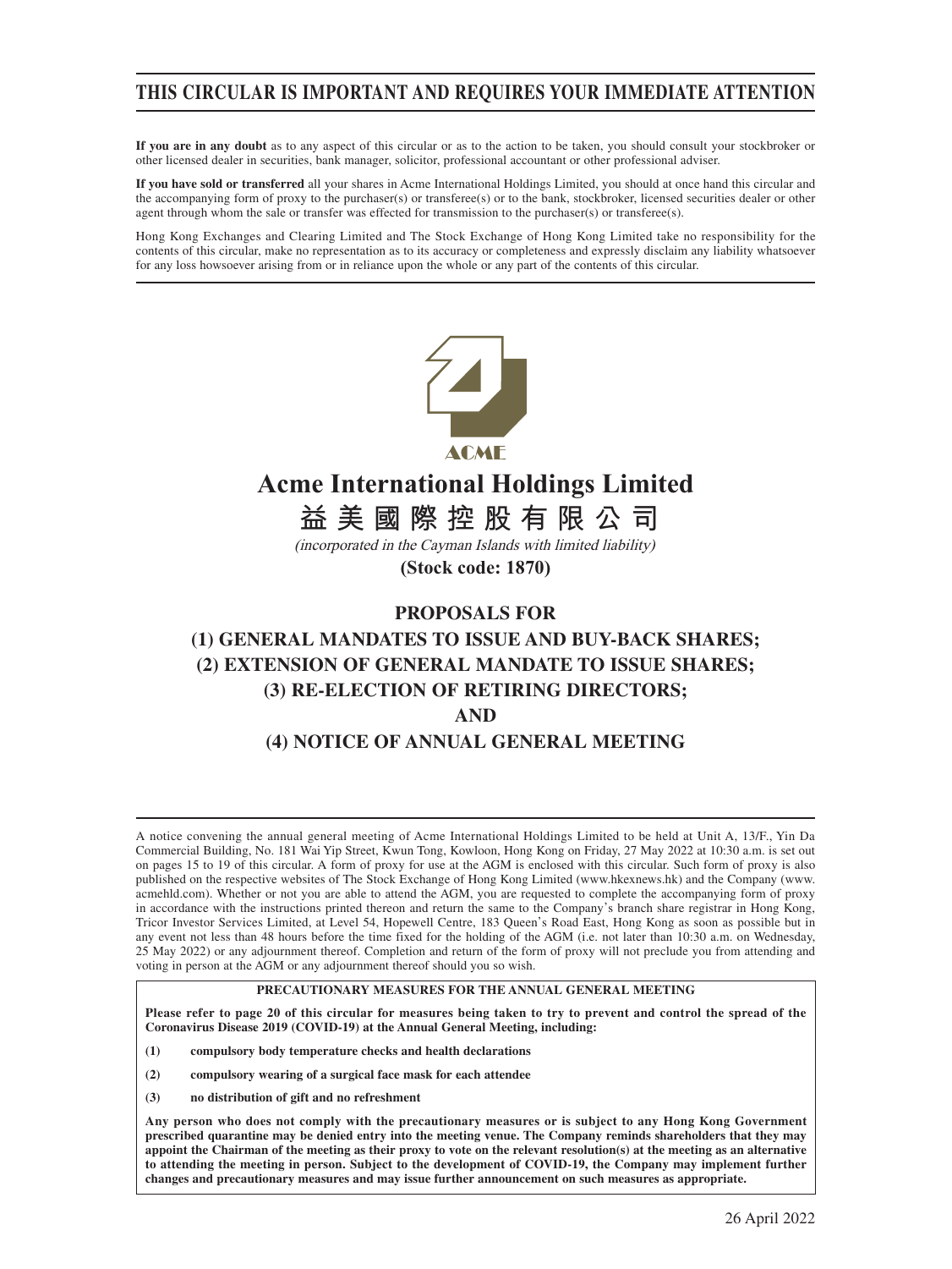# THIS CIRCULAR IS IMPORTANT AND REQUIRES YOUR IMMEDIATE ATTENTION

**If you are in any doubt** as to any aspect of this circular or as to the action to be taken, you should consult your stockbroker or other licensed dealer in securities, bank manager, solicitor, professional accountant or other professional adviser.

**If you have sold or transferred** all your shares in Acme International Holdings Limited, you should at once hand this circular and the accompanying form of proxy to the purchaser(s) or transferee(s) or to the bank, stockbroker, licensed securities dealer or other agent through whom the sale or transfer was effected for transmission to the purchaser(s) or transferee(s).

Hong Kong Exchanges and Clearing Limited and The Stock Exchange of Hong Kong Limited take no responsibility for the contents of this circular, make no representation as to its accuracy or completeness and expressly disclaim any liability whatsoever for any loss howsoever arising from or in reliance upon the whole or any part of the contents of this circular.

ACME

# Acme International Holdings Limited
# 益美國際控股有限公司

*(incorporated in the Cayman Islands with limited liability)*

**(Stock code: 1870)**

## PROPOSALS FOR
## (1) GENERAL MANDATES TO ISSUE AND BUY-BACK SHARES;
## (2) EXTENSION OF GENERAL MANDATE TO ISSUE SHARES;
## (3) RE-ELECTION OF RETIRING DIRECTORS;
## AND
## (4) NOTICE OF ANNUAL GENERAL MEETING

A notice convening the annual general meeting of Acme International Holdings Limited to be held at Unit A, 13/F., Yin Da Commercial Building, No. 181 Wai Yip Street, Kwun Tong, Kowloon, Hong Kong on Friday, 27 May 2022 at 10:30 a.m. is set out on pages 15 to 19 of this circular. A form of proxy for use at the AGM is enclosed with this circular. Such form of proxy is also published on the respective websites of The Stock Exchange of Hong Kong Limited (www.hkexnews.hk) and the Company (www.acmehld.com). Whether or not you are able to attend the AGM, you are requested to complete the accompanying form of proxy in accordance with the instructions printed thereon and return the same to the Company's branch share registrar in Hong Kong, Tricor Investor Services Limited, at Level 54, Hopewell Centre, 183 Queen's Road East, Hong Kong as soon as possible but in any event not less than 48 hours before the time fixed for the holding of the AGM (i.e. not later than 10:30 a.m. on Wednesday, 25 May 2022) or any adjournment thereof. Completion and return of the form of proxy will not preclude you from attending and voting in person at the AGM or any adjournment thereof should you so wish.

**PRECAUTIONARY MEASURES FOR THE ANNUAL GENERAL MEETING**

**Please refer to page 20 of this circular for measures being taken to try to prevent and control the spread of the Coronavirus Disease 2019 (COVID-19) at the Annual General Meeting, including:**

**(1) compulsory body temperature checks and health declarations**

**(2) compulsory wearing of a surgical face mask for each attendee**

**(3) no distribution of gift and no refreshment**

**Any person who does not comply with the precautionary measures or is subject to any Hong Kong Government prescribed quarantine may be denied entry into the meeting venue. The Company reminds shareholders that they may appoint the Chairman of the meeting as their proxy to vote on the relevant resolution(s) at the meeting as an alternative to attending the meeting in person. Subject to the development of COVID-19, the Company may implement further changes and precautionary measures and may issue further announcement on such measures as appropriate.**

26 April 2022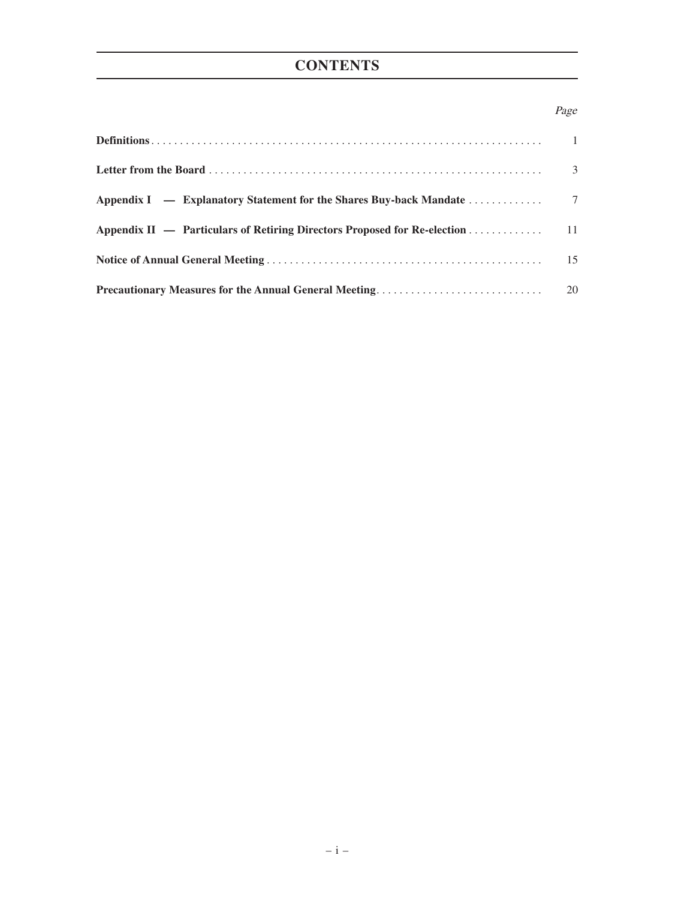# CONTENTS

| | *Page* |
|---|---|
| **Definitions** | 1 |
| **Letter from the Board** | 3 |
| **Appendix I — Explanatory Statement for the Shares Buy-back Mandate** | 7 |
| **Appendix II — Particulars of Retiring Directors Proposed for Re-election** | 11 |
| **Notice of Annual General Meeting** | 15 |
| **Precautionary Measures for the Annual General Meeting** | 20 |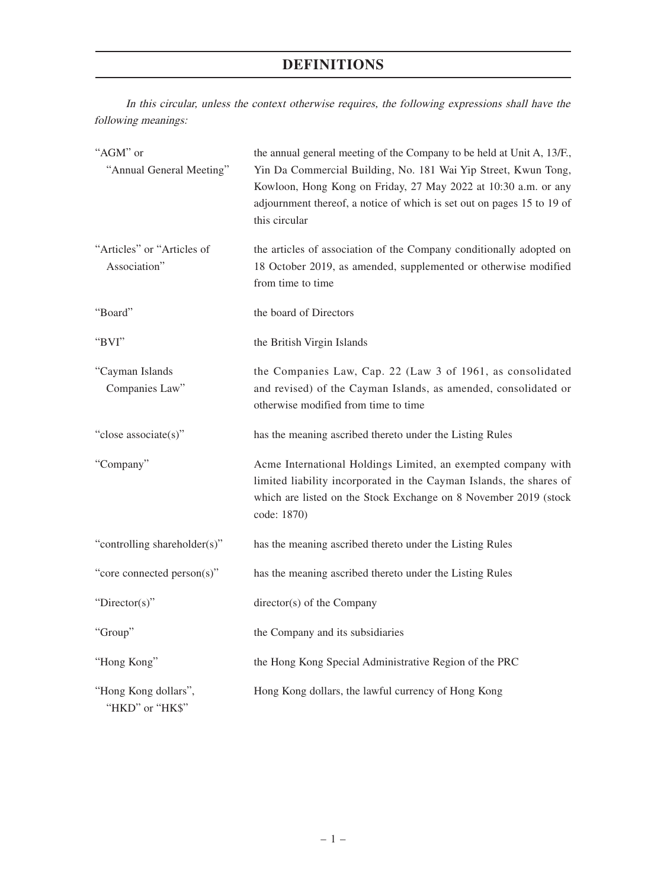# DEFINITIONS

*In this circular, unless the context otherwise requires, the following expressions shall have the following meanings:*

| | |
|---|---|
| "AGM" or "Annual General Meeting" | the annual general meeting of the Company to be held at Unit A, 13/F., Yin Da Commercial Building, No. 181 Wai Yip Street, Kwun Tong, Kowloon, Hong Kong on Friday, 27 May 2022 at 10:30 a.m. or any adjournment thereof, a notice of which is set out on pages 15 to 19 of this circular |
| "Articles" or "Articles of Association" | the articles of association of the Company conditionally adopted on 18 October 2019, as amended, supplemented or otherwise modified from time to time |
| "Board" | the board of Directors |
| "BVI" | the British Virgin Islands |
| "Cayman Islands Companies Law" | the Companies Law, Cap. 22 (Law 3 of 1961, as consolidated and revised) of the Cayman Islands, as amended, consolidated or otherwise modified from time to time |
| "close associate(s)" | has the meaning ascribed thereto under the Listing Rules |
| "Company" | Acme International Holdings Limited, an exempted company with limited liability incorporated in the Cayman Islands, the shares of which are listed on the Stock Exchange on 8 November 2019 (stock code: 1870) |
| "controlling shareholder(s)" | has the meaning ascribed thereto under the Listing Rules |
| "core connected person(s)" | has the meaning ascribed thereto under the Listing Rules |
| "Director(s)" | director(s) of the Company |
| "Group" | the Company and its subsidiaries |
| "Hong Kong" | the Hong Kong Special Administrative Region of the PRC |
| "Hong Kong dollars", "HKD" or "HK$" | Hong Kong dollars, the lawful currency of Hong Kong |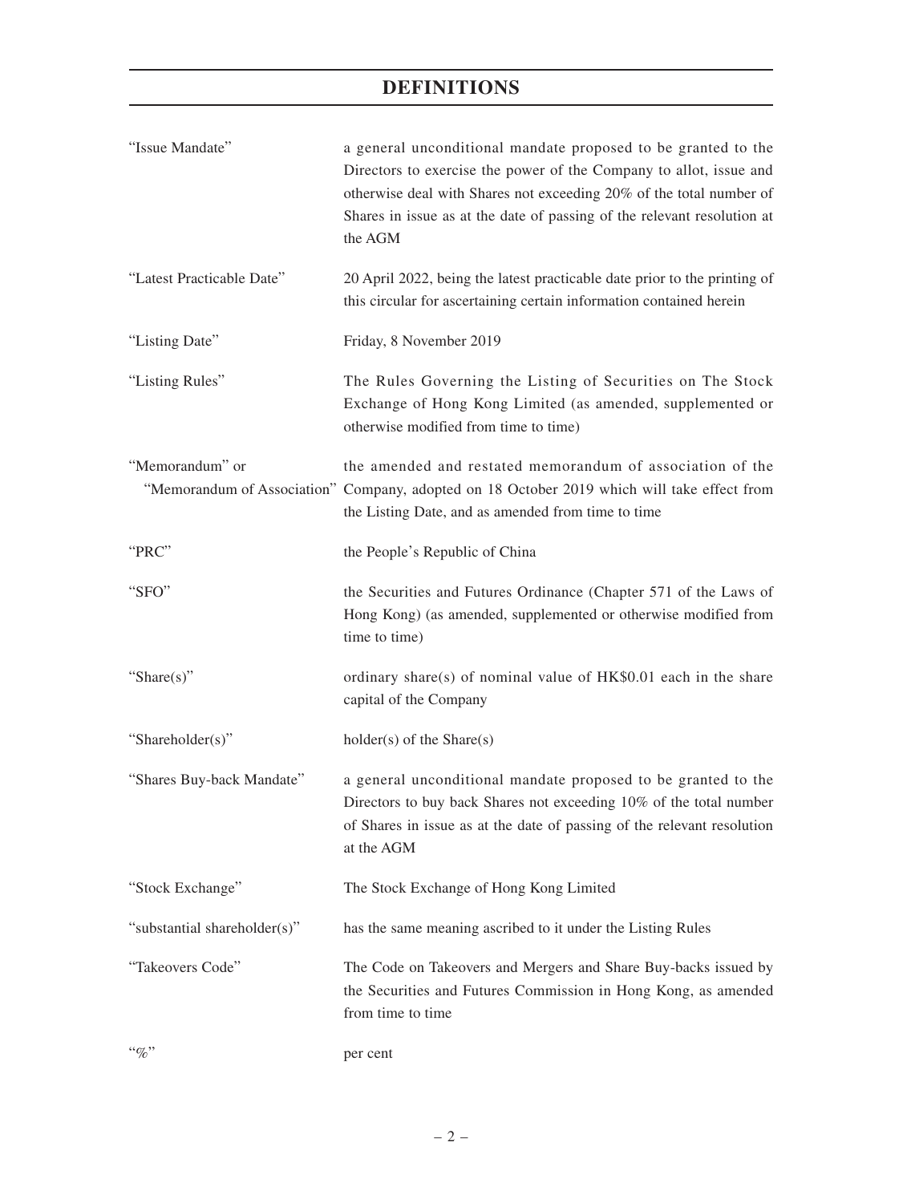# DEFINITIONS

| | |
|---|---|
| "Issue Mandate" | a general unconditional mandate proposed to be granted to the Directors to exercise the power of the Company to allot, issue and otherwise deal with Shares not exceeding 20% of the total number of Shares in issue as at the date of passing of the relevant resolution at the AGM |
| "Latest Practicable Date" | 20 April 2022, being the latest practicable date prior to the printing of this circular for ascertaining certain information contained herein |
| "Listing Date" | Friday, 8 November 2019 |
| "Listing Rules" | The Rules Governing the Listing of Securities on The Stock Exchange of Hong Kong Limited (as amended, supplemented or otherwise modified from time to time) |
| "Memorandum" or "Memorandum of Association" | the amended and restated memorandum of association of the Company, adopted on 18 October 2019 which will take effect from the Listing Date, and as amended from time to time |
| "PRC" | the People's Republic of China |
| "SFO" | the Securities and Futures Ordinance (Chapter 571 of the Laws of Hong Kong) (as amended, supplemented or otherwise modified from time to time) |
| "Share(s)" | ordinary share(s) of nominal value of HK$0.01 each in the share capital of the Company |
| "Shareholder(s)" | holder(s) of the Share(s) |
| "Shares Buy-back Mandate" | a general unconditional mandate proposed to be granted to the Directors to buy back Shares not exceeding 10% of the total number of Shares in issue as at the date of passing of the relevant resolution at the AGM |
| "Stock Exchange" | The Stock Exchange of Hong Kong Limited |
| "substantial shareholder(s)" | has the same meaning ascribed to it under the Listing Rules |
| "Takeovers Code" | The Code on Takeovers and Mergers and Share Buy-backs issued by the Securities and Futures Commission in Hong Kong, as amended from time to time |
| "%" | per cent |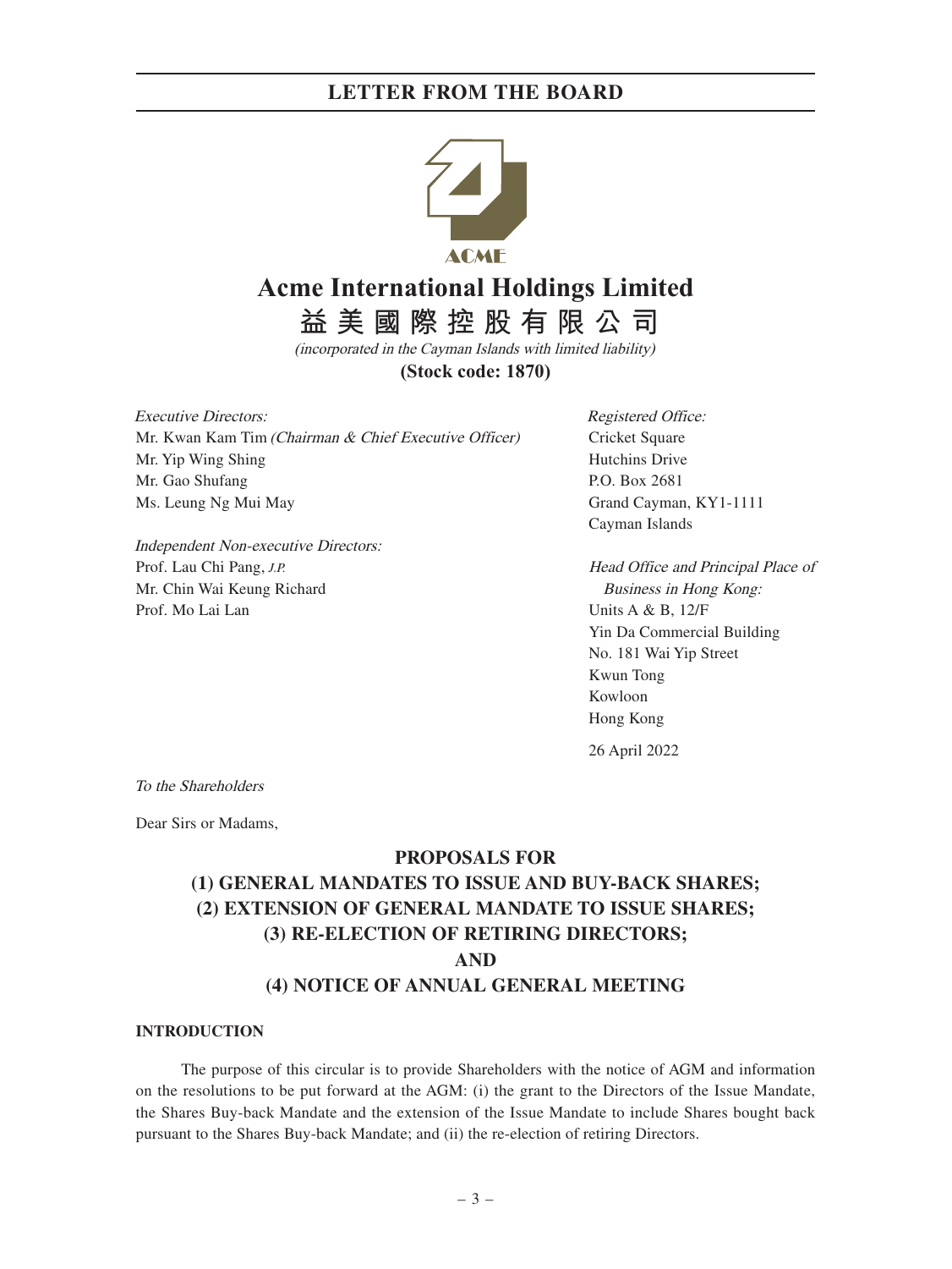## LETTER FROM THE BOARD

ACME

# Acme International Holdings Limited

# 益美國際控股有限公司

*(incorporated in the Cayman Islands with limited liability)*

**(Stock code: 1870)**

*Executive Directors:*
Mr. Kwan Kam Tim *(Chairman & Chief Executive Officer)*
Mr. Yip Wing Shing
Mr. Gao Shufang
Ms. Leung Ng Mui May

*Independent Non-executive Directors:*
Prof. Lau Chi Pang, *J.P.*
Mr. Chin Wai Keung Richard
Prof. Mo Lai Lan

*Registered Office:*
Cricket Square
Hutchins Drive
P.O. Box 2681
Grand Cayman, KY1-1111
Cayman Islands

*Head Office and Principal Place of Business in Hong Kong:*
Units A & B, 12/F
Yin Da Commercial Building
No. 181 Wai Yip Street
Kwun Tong
Kowloon
Hong Kong

26 April 2022

*To the Shareholders*

Dear Sirs or Madams,

**PROPOSALS FOR**
**(1) GENERAL MANDATES TO ISSUE AND BUY-BACK SHARES;**
**(2) EXTENSION OF GENERAL MANDATE TO ISSUE SHARES;**
**(3) RE-ELECTION OF RETIRING DIRECTORS;**
**AND**
**(4) NOTICE OF ANNUAL GENERAL MEETING**

### INTRODUCTION

The purpose of this circular is to provide Shareholders with the notice of AGM and information on the resolutions to be put forward at the AGM: (i) the grant to the Directors of the Issue Mandate, the Shares Buy-back Mandate and the extension of the Issue Mandate to include Shares bought back pursuant to the Shares Buy-back Mandate; and (ii) the re-election of retiring Directors.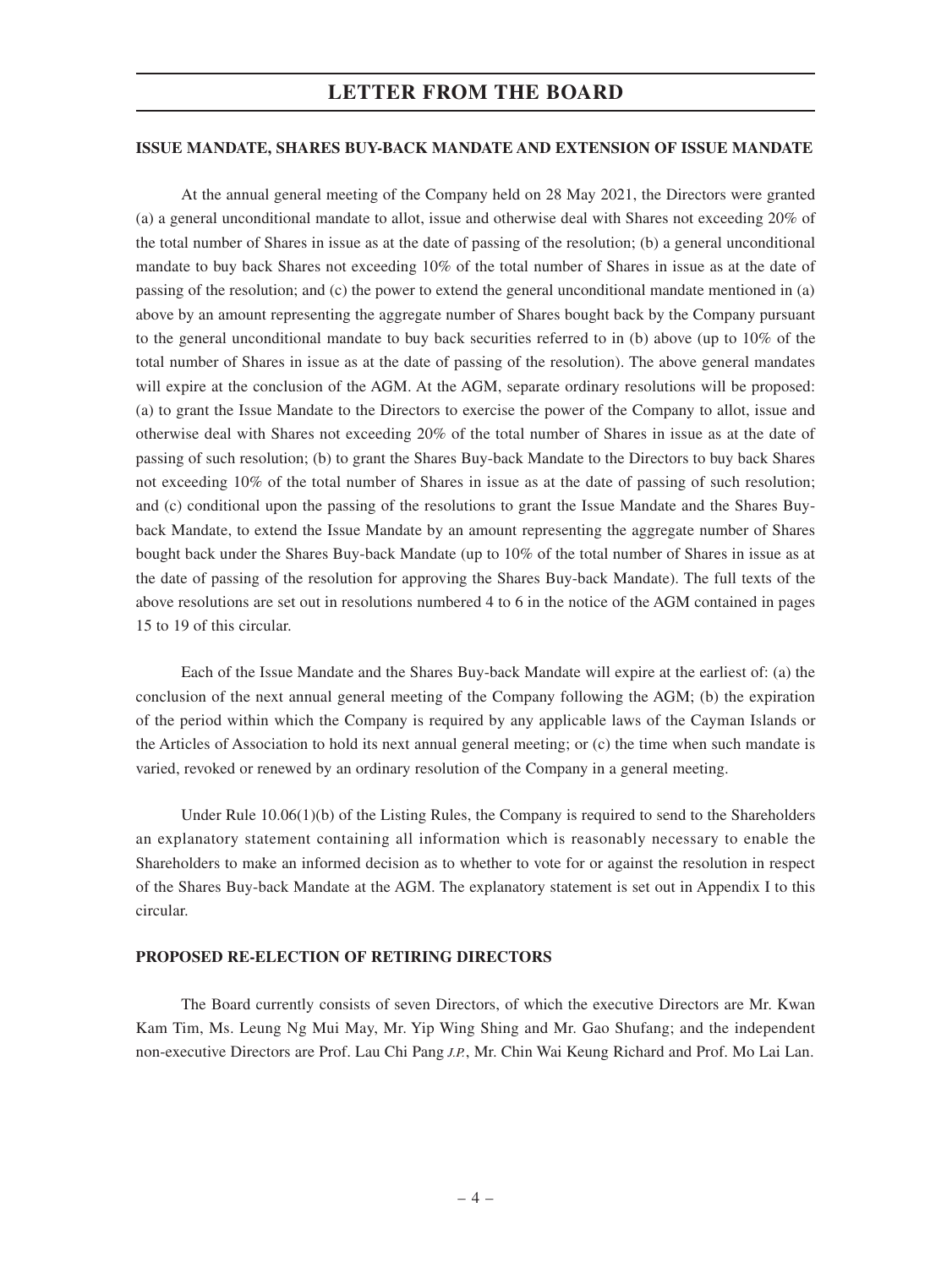# LETTER FROM THE BOARD

### ISSUE MANDATE, SHARES BUY-BACK MANDATE AND EXTENSION OF ISSUE MANDATE

At the annual general meeting of the Company held on 28 May 2021, the Directors were granted (a) a general unconditional mandate to allot, issue and otherwise deal with Shares not exceeding 20% of the total number of Shares in issue as at the date of passing of the resolution; (b) a general unconditional mandate to buy back Shares not exceeding 10% of the total number of Shares in issue as at the date of passing of the resolution; and (c) the power to extend the general unconditional mandate mentioned in (a) above by an amount representing the aggregate number of Shares bought back by the Company pursuant to the general unconditional mandate to buy back securities referred to in (b) above (up to 10% of the total number of Shares in issue as at the date of passing of the resolution). The above general mandates will expire at the conclusion of the AGM. At the AGM, separate ordinary resolutions will be proposed: (a) to grant the Issue Mandate to the Directors to exercise the power of the Company to allot, issue and otherwise deal with Shares not exceeding 20% of the total number of Shares in issue as at the date of passing of such resolution; (b) to grant the Shares Buy-back Mandate to the Directors to buy back Shares not exceeding 10% of the total number of Shares in issue as at the date of passing of such resolution; and (c) conditional upon the passing of the resolutions to grant the Issue Mandate and the Shares Buy-back Mandate, to extend the Issue Mandate by an amount representing the aggregate number of Shares bought back under the Shares Buy-back Mandate (up to 10% of the total number of Shares in issue as at the date of passing of the resolution for approving the Shares Buy-back Mandate). The full texts of the above resolutions are set out in resolutions numbered 4 to 6 in the notice of the AGM contained in pages 15 to 19 of this circular.

Each of the Issue Mandate and the Shares Buy-back Mandate will expire at the earliest of: (a) the conclusion of the next annual general meeting of the Company following the AGM; (b) the expiration of the period within which the Company is required by any applicable laws of the Cayman Islands or the Articles of Association to hold its next annual general meeting; or (c) the time when such mandate is varied, revoked or renewed by an ordinary resolution of the Company in a general meeting.

Under Rule 10.06(1)(b) of the Listing Rules, the Company is required to send to the Shareholders an explanatory statement containing all information which is reasonably necessary to enable the Shareholders to make an informed decision as to whether to vote for or against the resolution in respect of the Shares Buy-back Mandate at the AGM. The explanatory statement is set out in Appendix I to this circular.

### PROPOSED RE-ELECTION OF RETIRING DIRECTORS

The Board currently consists of seven Directors, of which the executive Directors are Mr. Kwan Kam Tim, Ms. Leung Ng Mui May, Mr. Yip Wing Shing and Mr. Gao Shufang; and the independent non-executive Directors are Prof. Lau Chi Pang *J.P.*, Mr. Chin Wai Keung Richard and Prof. Mo Lai Lan.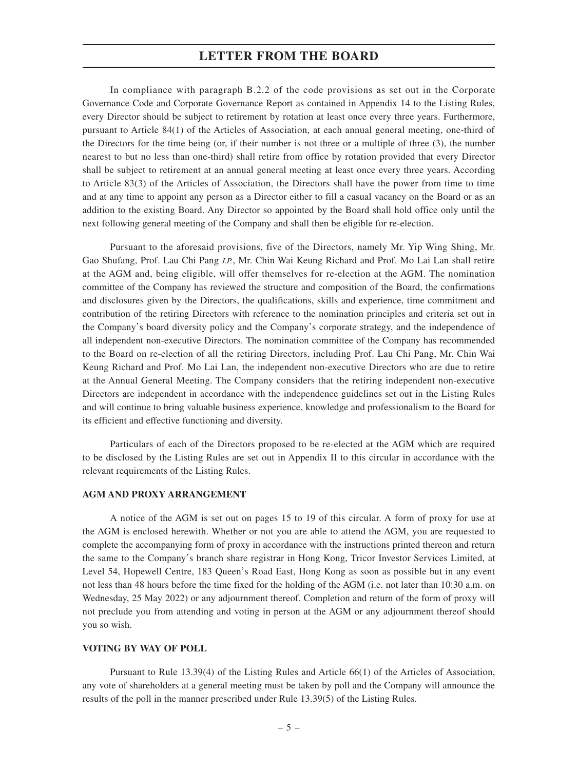In compliance with paragraph B.2.2 of the code provisions as set out in the Corporate Governance Code and Corporate Governance Report as contained in Appendix 14 to the Listing Rules, every Director should be subject to retirement by rotation at least once every three years. Furthermore, pursuant to Article 84(1) of the Articles of Association, at each annual general meeting, one-third of the Directors for the time being (or, if their number is not three or a multiple of three (3), the number nearest to but no less than one-third) shall retire from office by rotation provided that every Director shall be subject to retirement at an annual general meeting at least once every three years. According to Article 83(3) of the Articles of Association, the Directors shall have the power from time to time and at any time to appoint any person as a Director either to fill a casual vacancy on the Board or as an addition to the existing Board. Any Director so appointed by the Board shall hold office only until the next following general meeting of the Company and shall then be eligible for re-election.

Pursuant to the aforesaid provisions, five of the Directors, namely Mr. Yip Wing Shing, Mr. Gao Shufang, Prof. Lau Chi Pang *J.P.*, Mr. Chin Wai Keung Richard and Prof. Mo Lai Lan shall retire at the AGM and, being eligible, will offer themselves for re-election at the AGM. The nomination committee of the Company has reviewed the structure and composition of the Board, the confirmations and disclosures given by the Directors, the qualifications, skills and experience, time commitment and contribution of the retiring Directors with reference to the nomination principles and criteria set out in the Company's board diversity policy and the Company's corporate strategy, and the independence of all independent non-executive Directors. The nomination committee of the Company has recommended to the Board on re-election of all the retiring Directors, including Prof. Lau Chi Pang, Mr. Chin Wai Keung Richard and Prof. Mo Lai Lan, the independent non-executive Directors who are due to retire at the Annual General Meeting. The Company considers that the retiring independent non-executive Directors are independent in accordance with the independence guidelines set out in the Listing Rules and will continue to bring valuable business experience, knowledge and professionalism to the Board for its efficient and effective functioning and diversity.

Particulars of each of the Directors proposed to be re-elected at the AGM which are required to be disclosed by the Listing Rules are set out in Appendix II to this circular in accordance with the relevant requirements of the Listing Rules.

## AGM AND PROXY ARRANGEMENT

A notice of the AGM is set out on pages 15 to 19 of this circular. A form of proxy for use at the AGM is enclosed herewith. Whether or not you are able to attend the AGM, you are requested to complete the accompanying form of proxy in accordance with the instructions printed thereon and return the same to the Company's branch share registrar in Hong Kong, Tricor Investor Services Limited, at Level 54, Hopewell Centre, 183 Queen's Road East, Hong Kong as soon as possible but in any event not less than 48 hours before the time fixed for the holding of the AGM (i.e. not later than 10:30 a.m. on Wednesday, 25 May 2022) or any adjournment thereof. Completion and return of the form of proxy will not preclude you from attending and voting in person at the AGM or any adjournment thereof should you so wish.

## VOTING BY WAY OF POLL

Pursuant to Rule 13.39(4) of the Listing Rules and Article 66(1) of the Articles of Association, any vote of shareholders at a general meeting must be taken by poll and the Company will announce the results of the poll in the manner prescribed under Rule 13.39(5) of the Listing Rules.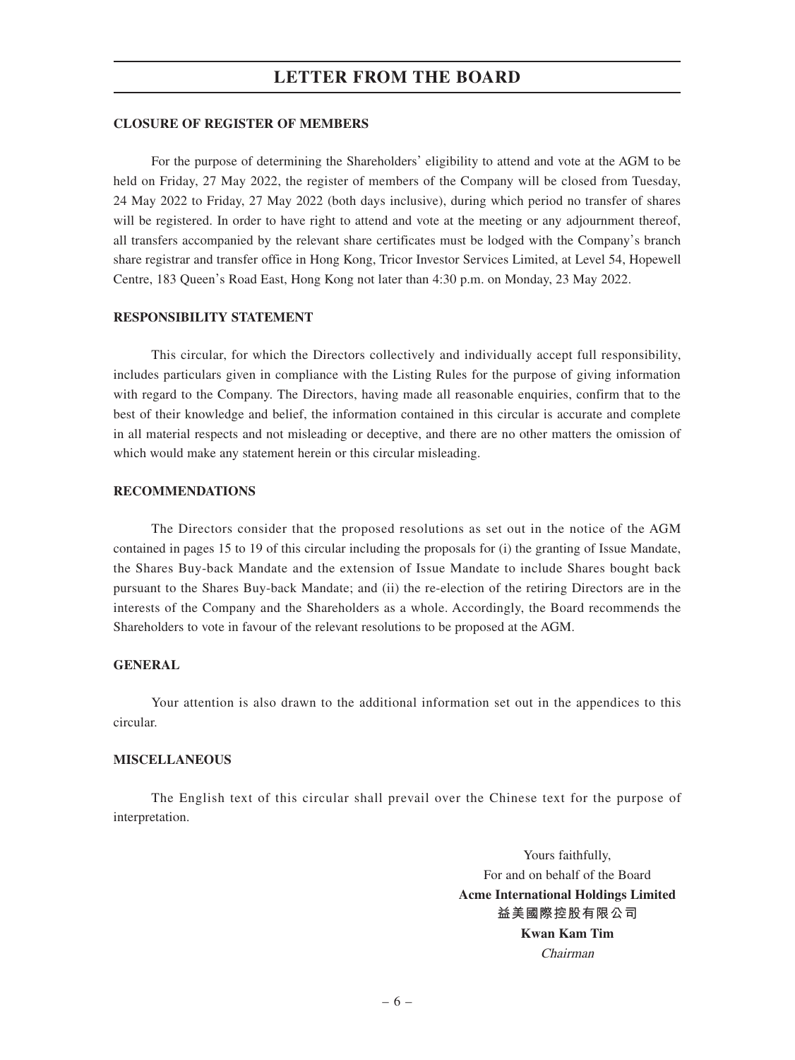**CLOSURE OF REGISTER OF MEMBERS**

For the purpose of determining the Shareholders' eligibility to attend and vote at the AGM to be held on Friday, 27 May 2022, the register of members of the Company will be closed from Tuesday, 24 May 2022 to Friday, 27 May 2022 (both days inclusive), during which period no transfer of shares will be registered. In order to have right to attend and vote at the meeting or any adjournment thereof, all transfers accompanied by the relevant share certificates must be lodged with the Company's branch share registrar and transfer office in Hong Kong, Tricor Investor Services Limited, at Level 54, Hopewell Centre, 183 Queen's Road East, Hong Kong not later than 4:30 p.m. on Monday, 23 May 2022.

**RESPONSIBILITY STATEMENT**

This circular, for which the Directors collectively and individually accept full responsibility, includes particulars given in compliance with the Listing Rules for the purpose of giving information with regard to the Company. The Directors, having made all reasonable enquiries, confirm that to the best of their knowledge and belief, the information contained in this circular is accurate and complete in all material respects and not misleading or deceptive, and there are no other matters the omission of which would make any statement herein or this circular misleading.

**RECOMMENDATIONS**

The Directors consider that the proposed resolutions as set out in the notice of the AGM contained in pages 15 to 19 of this circular including the proposals for (i) the granting of Issue Mandate, the Shares Buy-back Mandate and the extension of Issue Mandate to include Shares bought back pursuant to the Shares Buy-back Mandate; and (ii) the re-election of the retiring Directors are in the interests of the Company and the Shareholders as a whole. Accordingly, the Board recommends the Shareholders to vote in favour of the relevant resolutions to be proposed at the AGM.

**GENERAL**

Your attention is also drawn to the additional information set out in the appendices to this circular.

**MISCELLANEOUS**

The English text of this circular shall prevail over the Chinese text for the purpose of interpretation.

Yours faithfully,
For and on behalf of the Board
**Acme International Holdings Limited**
**益美國際控股有限公司**
**Kwan Kam Tim**
*Chairman*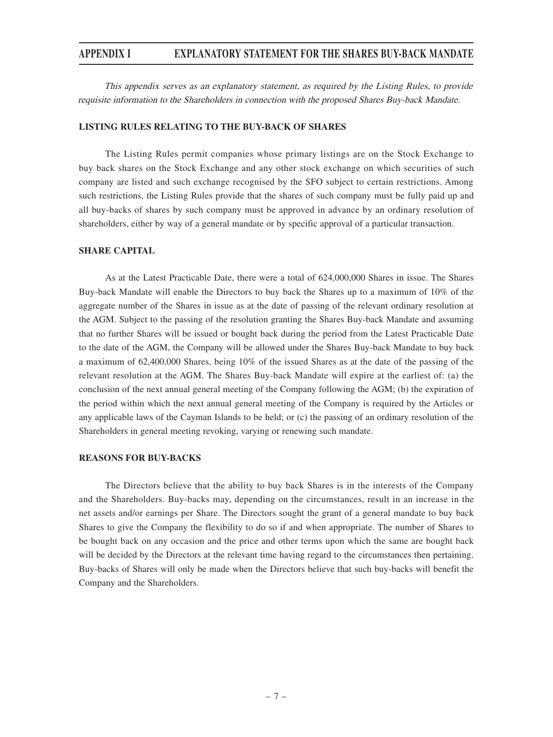# APPENDIX I EXPLANATORY STATEMENT FOR THE SHARES BUY-BACK MANDATE

*This appendix serves as an explanatory statement, as required by the Listing Rules, to provide requisite information to the Shareholders in connection with the proposed Shares Buy-back Mandate.*

## LISTING RULES RELATING TO THE BUY-BACK OF SHARES

The Listing Rules permit companies whose primary listings are on the Stock Exchange to buy back shares on the Stock Exchange and any other stock exchange on which securities of such company are listed and such exchange recognised by the SFO subject to certain restrictions. Among such restrictions, the Listing Rules provide that the shares of such company must be fully paid up and all buy-backs of shares by such company must be approved in advance by an ordinary resolution of shareholders, either by way of a general mandate or by specific approval of a particular transaction.

## SHARE CAPITAL

As at the Latest Practicable Date, there were a total of 624,000,000 Shares in issue. The Shares Buy-back Mandate will enable the Directors to buy back the Shares up to a maximum of 10% of the aggregate number of the Shares in issue as at the date of passing of the relevant ordinary resolution at the AGM. Subject to the passing of the resolution granting the Shares Buy-back Mandate and assuming that no further Shares will be issued or bought back during the period from the Latest Practicable Date to the date of the AGM, the Company will be allowed under the Shares Buy-back Mandate to buy back a maximum of 62,400,000 Shares, being 10% of the issued Shares as at the date of the passing of the relevant resolution at the AGM. The Shares Buy-back Mandate will expire at the earliest of: (a) the conclusion of the next annual general meeting of the Company following the AGM; (b) the expiration of the period within which the next annual general meeting of the Company is required by the Articles or any applicable laws of the Cayman Islands to be held; or (c) the passing of an ordinary resolution of the Shareholders in general meeting revoking, varying or renewing such mandate.

## REASONS FOR BUY-BACKS

The Directors believe that the ability to buy back Shares is in the interests of the Company and the Shareholders. Buy-backs may, depending on the circumstances, result in an increase in the net assets and/or earnings per Share. The Directors sought the grant of a general mandate to buy back Shares to give the Company the flexibility to do so if and when appropriate. The number of Shares to be bought back on any occasion and the price and other terms upon which the same are bought back will be decided by the Directors at the relevant time having regard to the circumstances then pertaining. Buy-backs of Shares will only be made when the Directors believe that such buy-backs will benefit the Company and the Shareholders.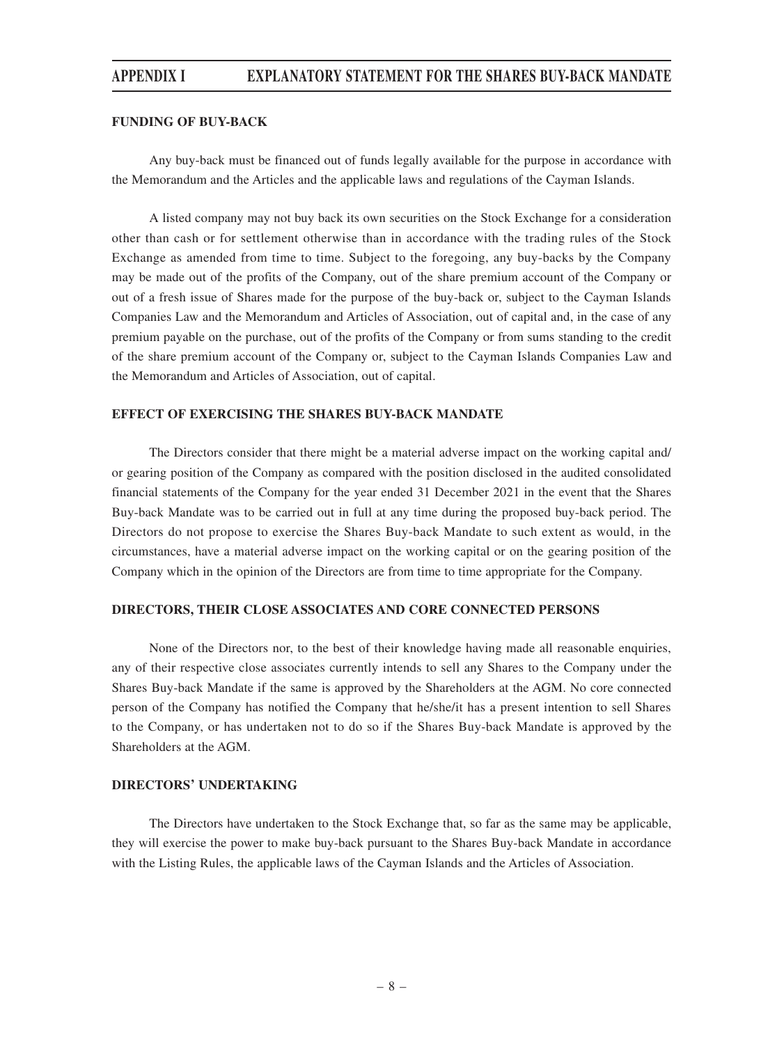#### FUNDING OF BUY-BACK

Any buy-back must be financed out of funds legally available for the purpose in accordance with the Memorandum and the Articles and the applicable laws and regulations of the Cayman Islands.

A listed company may not buy back its own securities on the Stock Exchange for a consideration other than cash or for settlement otherwise than in accordance with the trading rules of the Stock Exchange as amended from time to time. Subject to the foregoing, any buy-backs by the Company may be made out of the profits of the Company, out of the share premium account of the Company or out of a fresh issue of Shares made for the purpose of the buy-back or, subject to the Cayman Islands Companies Law and the Memorandum and Articles of Association, out of capital and, in the case of any premium payable on the purchase, out of the profits of the Company or from sums standing to the credit of the share premium account of the Company or, subject to the Cayman Islands Companies Law and the Memorandum and Articles of Association, out of capital.

#### EFFECT OF EXERCISING THE SHARES BUY-BACK MANDATE

The Directors consider that there might be a material adverse impact on the working capital and/or gearing position of the Company as compared with the position disclosed in the audited consolidated financial statements of the Company for the year ended 31 December 2021 in the event that the Shares Buy-back Mandate was to be carried out in full at any time during the proposed buy-back period. The Directors do not propose to exercise the Shares Buy-back Mandate to such extent as would, in the circumstances, have a material adverse impact on the working capital or on the gearing position of the Company which in the opinion of the Directors are from time to time appropriate for the Company.

#### DIRECTORS, THEIR CLOSE ASSOCIATES AND CORE CONNECTED PERSONS

None of the Directors nor, to the best of their knowledge having made all reasonable enquiries, any of their respective close associates currently intends to sell any Shares to the Company under the Shares Buy-back Mandate if the same is approved by the Shareholders at the AGM. No core connected person of the Company has notified the Company that he/she/it has a present intention to sell Shares to the Company, or has undertaken not to do so if the Shares Buy-back Mandate is approved by the Shareholders at the AGM.

#### DIRECTORS' UNDERTAKING

The Directors have undertaken to the Stock Exchange that, so far as the same may be applicable, they will exercise the power to make buy-back pursuant to the Shares Buy-back Mandate in accordance with the Listing Rules, the applicable laws of the Cayman Islands and the Articles of Association.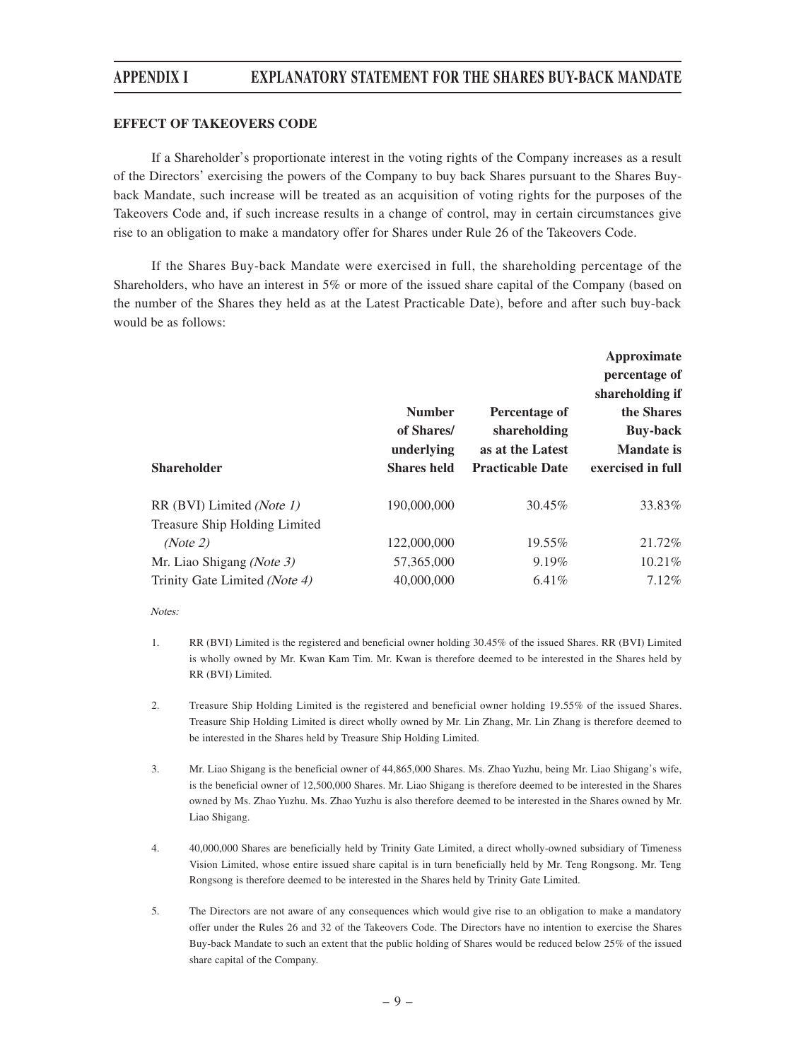## EFFECT OF TAKEOVERS CODE

If a Shareholder's proportionate interest in the voting rights of the Company increases as a result of the Directors' exercising the powers of the Company to buy back Shares pursuant to the Shares Buy-back Mandate, such increase will be treated as an acquisition of voting rights for the purposes of the Takeovers Code and, if such increase results in a change of control, may in certain circumstances give rise to an obligation to make a mandatory offer for Shares under Rule 26 of the Takeovers Code.

If the Shares Buy-back Mandate were exercised in full, the shareholding percentage of the Shareholders, who have an interest in 5% or more of the issued share capital of the Company (based on the number of the Shares they held as at the Latest Practicable Date), before and after such buy-back would be as follows:

| Shareholder | Number of Shares/ underlying Shares held | Percentage of shareholding as at the Latest Practicable Date | Approximate percentage of shareholding if the Shares Buy-back Mandate is exercised in full |
|---|---|---|---|
| RR (BVI) Limited *(Note 1)* | 190,000,000 | 30.45% | 33.83% |
| Treasure Ship Holding Limited *(Note 2)* | 122,000,000 | 19.55% | 21.72% |
| Mr. Liao Shigang *(Note 3)* | 57,365,000 | 9.19% | 10.21% |
| Trinity Gate Limited *(Note 4)* | 40,000,000 | 6.41% | 7.12% |

*Notes:*

1. RR (BVI) Limited is the registered and beneficial owner holding 30.45% of the issued Shares. RR (BVI) Limited is wholly owned by Mr. Kwan Kam Tim. Mr. Kwan is therefore deemed to be interested in the Shares held by RR (BVI) Limited.

2. Treasure Ship Holding Limited is the registered and beneficial owner holding 19.55% of the issued Shares. Treasure Ship Holding Limited is direct wholly owned by Mr. Lin Zhang, Mr. Lin Zhang is therefore deemed to be interested in the Shares held by Treasure Ship Holding Limited.

3. Mr. Liao Shigang is the beneficial owner of 44,865,000 Shares. Ms. Zhao Yuzhu, being Mr. Liao Shigang's wife, is the beneficial owner of 12,500,000 Shares. Mr. Liao Shigang is therefore deemed to be interested in the Shares owned by Ms. Zhao Yuzhu. Ms. Zhao Yuzhu is also therefore deemed to be interested in the Shares owned by Mr. Liao Shigang.

4. 40,000,000 Shares are beneficially held by Trinity Gate Limited, a direct wholly-owned subsidiary of Timeness Vision Limited, whose entire issued share capital is in turn beneficially held by Mr. Teng Rongsong. Mr. Teng Rongsong is therefore deemed to be interested in the Shares held by Trinity Gate Limited.

5. The Directors are not aware of any consequences which would give rise to an obligation to make a mandatory offer under the Rules 26 and 32 of the Takeovers Code. The Directors have no intention to exercise the Shares Buy-back Mandate to such an extent that the public holding of Shares would be reduced below 25% of the issued share capital of the Company.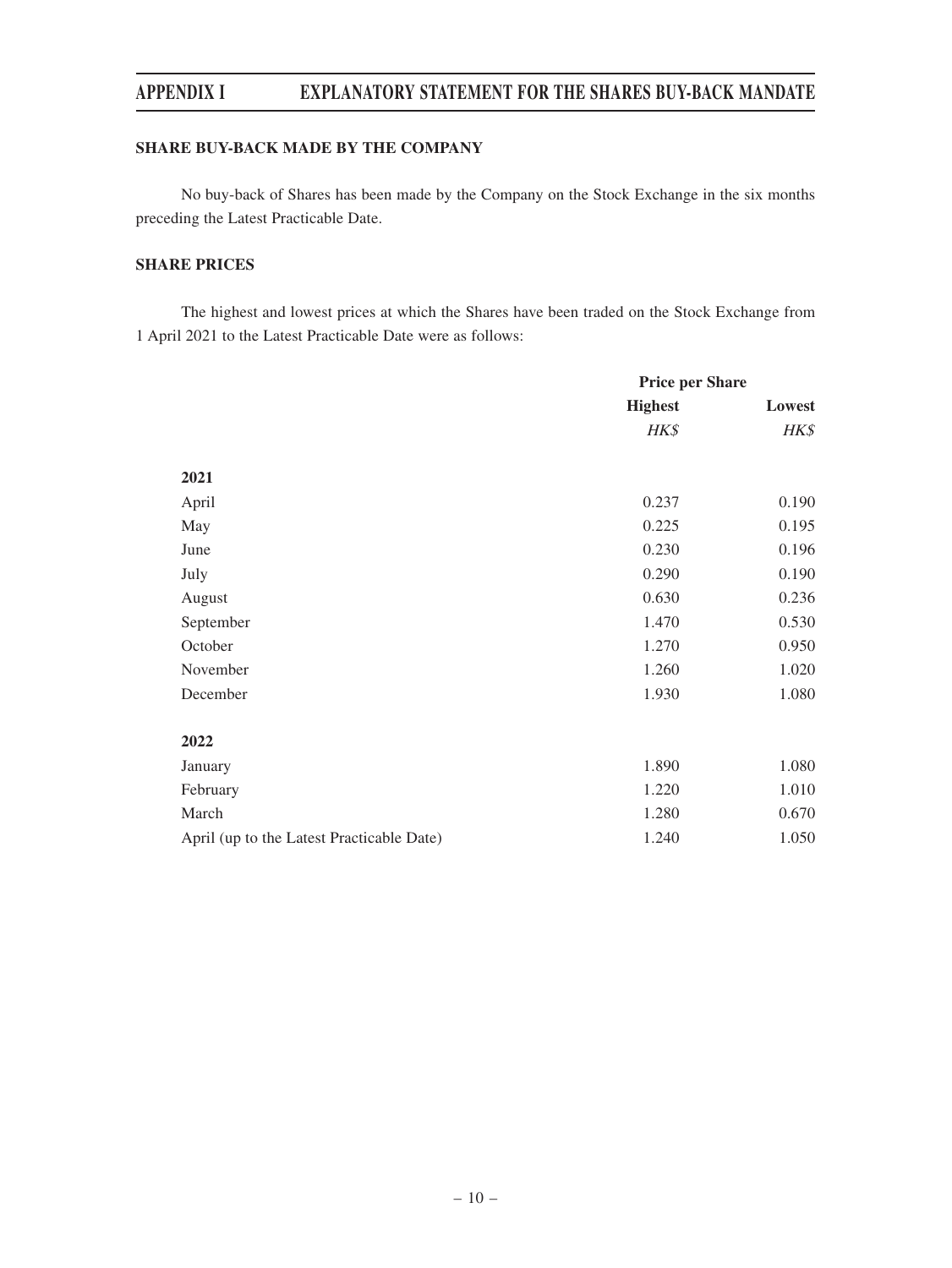## SHARE BUY-BACK MADE BY THE COMPANY

No buy-back of Shares has been made by the Company on the Stock Exchange in the six months preceding the Latest Practicable Date.

## SHARE PRICES

The highest and lowest prices at which the Shares have been traded on the Stock Exchange from 1 April 2021 to the Latest Practicable Date were as follows:

| | Price per Share | |
|---|---|---|
| | **Highest** | **Lowest** |
| | *HK$* | *HK$* |
| **2021** | | |
| April | 0.237 | 0.190 |
| May | 0.225 | 0.195 |
| June | 0.230 | 0.196 |
| July | 0.290 | 0.190 |
| August | 0.630 | 0.236 |
| September | 1.470 | 0.530 |
| October | 1.270 | 0.950 |
| November | 1.260 | 1.020 |
| December | 1.930 | 1.080 |
| **2022** | | |
| January | 1.890 | 1.080 |
| February | 1.220 | 1.010 |
| March | 1.280 | 0.670 |
| April (up to the Latest Practicable Date) | 1.240 | 1.050 |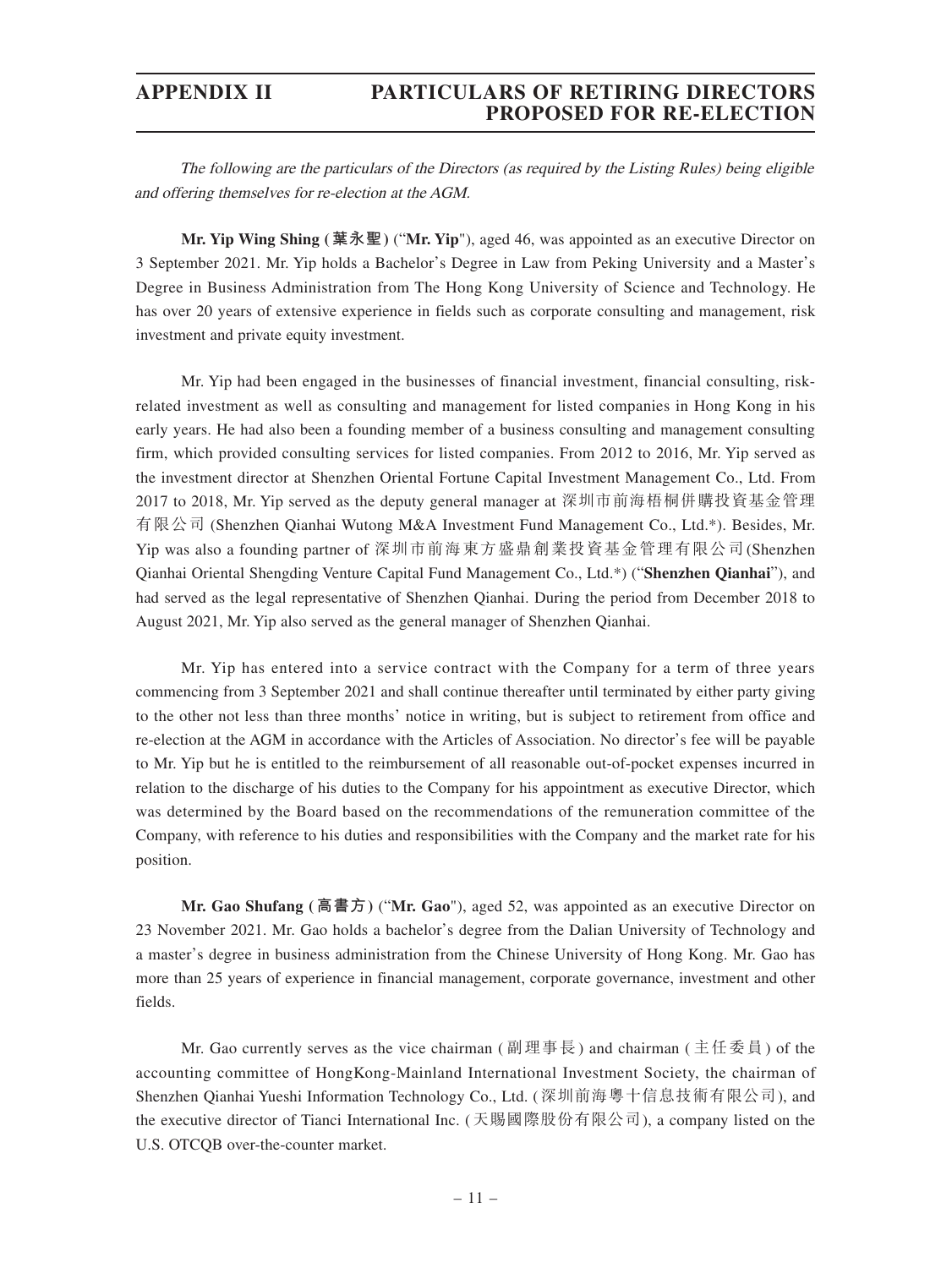# APPENDIX II PARTICULARS OF RETIRING DIRECTORS PROPOSED FOR RE-ELECTION

*The following are the particulars of the Directors (as required by the Listing Rules) being eligible and offering themselves for re-election at the AGM.*

**Mr. Yip Wing Shing (葉永聖)** ("**Mr. Yip**"), aged 46, was appointed as an executive Director on 3 September 2021. Mr. Yip holds a Bachelor's Degree in Law from Peking University and a Master's Degree in Business Administration from The Hong Kong University of Science and Technology. He has over 20 years of extensive experience in fields such as corporate consulting and management, risk investment and private equity investment.

Mr. Yip had been engaged in the businesses of financial investment, financial consulting, risk-related investment as well as consulting and management for listed companies in Hong Kong in his early years. He had also been a founding member of a business consulting and management consulting firm, which provided consulting services for listed companies. From 2012 to 2016, Mr. Yip served as the investment director at Shenzhen Oriental Fortune Capital Investment Management Co., Ltd. From 2017 to 2018, Mr. Yip served as the deputy general manager at 深圳市前海梧桐併購投資基金管理有限公司 (Shenzhen Qianhai Wutong M&A Investment Fund Management Co., Ltd.*). Besides, Mr. Yip was also a founding partner of 深圳市前海東方盛鼎創業投資基金管理有限公司(Shenzhen Qianhai Oriental Shengding Venture Capital Fund Management Co., Ltd.*) ("**Shenzhen Qianhai**"), and had served as the legal representative of Shenzhen Qianhai. During the period from December 2018 to August 2021, Mr. Yip also served as the general manager of Shenzhen Qianhai.

Mr. Yip has entered into a service contract with the Company for a term of three years commencing from 3 September 2021 and shall continue thereafter until terminated by either party giving to the other not less than three months' notice in writing, but is subject to retirement from office and re-election at the AGM in accordance with the Articles of Association. No director's fee will be payable to Mr. Yip but he is entitled to the reimbursement of all reasonable out-of-pocket expenses incurred in relation to the discharge of his duties to the Company for his appointment as executive Director, which was determined by the Board based on the recommendations of the remuneration committee of the Company, with reference to his duties and responsibilities with the Company and the market rate for his position.

**Mr. Gao Shufang (高書方)** ("**Mr. Gao**"), aged 52, was appointed as an executive Director on 23 November 2021. Mr. Gao holds a bachelor's degree from the Dalian University of Technology and a master's degree in business administration from the Chinese University of Hong Kong. Mr. Gao has more than 25 years of experience in financial management, corporate governance, investment and other fields.

Mr. Gao currently serves as the vice chairman (副理事長) and chairman (主任委員) of the accounting committee of HongKong-Mainland International Investment Society, the chairman of Shenzhen Qianhai Yueshi Information Technology Co., Ltd. (深圳前海粵十信息技術有限公司), and the executive director of Tianci International Inc. (天賜國際股份有限公司), a company listed on the U.S. OTCQB over-the-counter market.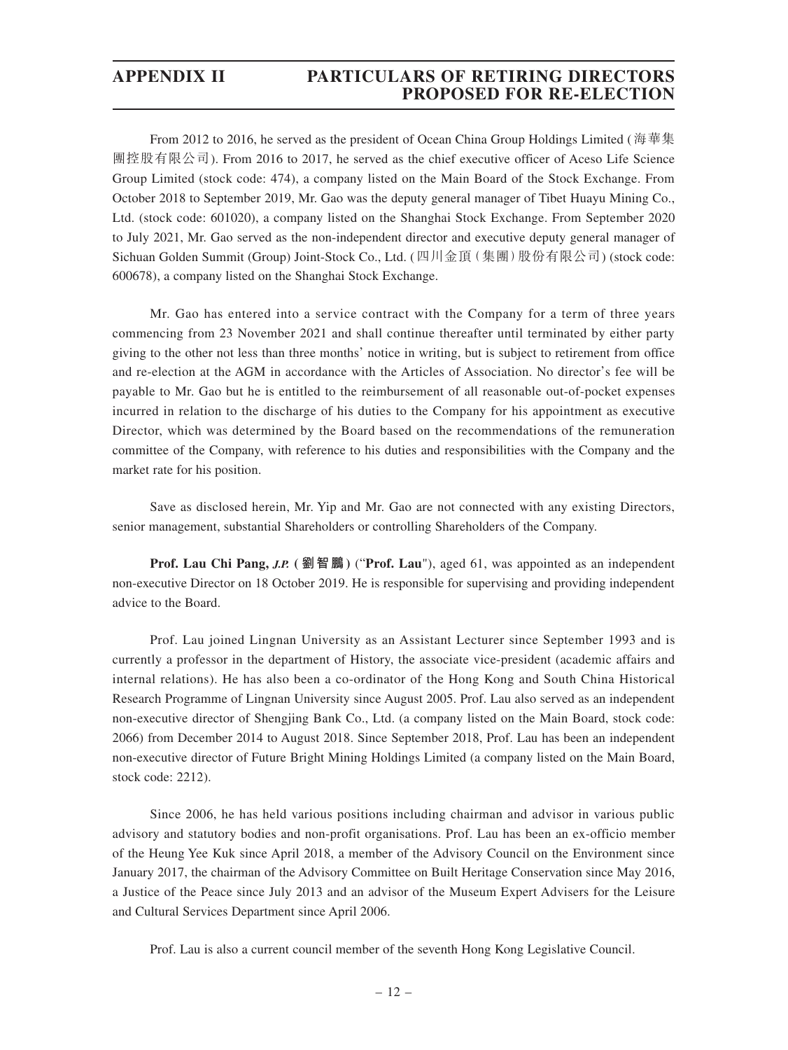From 2012 to 2016, he served as the president of Ocean China Group Holdings Limited (海華集團控股有限公司). From 2016 to 2017, he served as the chief executive officer of Aceso Life Science Group Limited (stock code: 474), a company listed on the Main Board of the Stock Exchange. From October 2018 to September 2019, Mr. Gao was the deputy general manager of Tibet Huayu Mining Co., Ltd. (stock code: 601020), a company listed on the Shanghai Stock Exchange. From September 2020 to July 2021, Mr. Gao served as the non-independent director and executive deputy general manager of Sichuan Golden Summit (Group) Joint-Stock Co., Ltd. (四川金頂(集團)股份有限公司) (stock code: 600678), a company listed on the Shanghai Stock Exchange.

Mr. Gao has entered into a service contract with the Company for a term of three years commencing from 23 November 2021 and shall continue thereafter until terminated by either party giving to the other not less than three months' notice in writing, but is subject to retirement from office and re-election at the AGM in accordance with the Articles of Association. No director's fee will be payable to Mr. Gao but he is entitled to the reimbursement of all reasonable out-of-pocket expenses incurred in relation to the discharge of his duties to the Company for his appointment as executive Director, which was determined by the Board based on the recommendations of the remuneration committee of the Company, with reference to his duties and responsibilities with the Company and the market rate for his position.

Save as disclosed herein, Mr. Yip and Mr. Gao are not connected with any existing Directors, senior management, substantial Shareholders or controlling Shareholders of the Company.

**Prof. Lau Chi Pang, *J.P.* (劉智鵬)** ("**Prof. Lau**"), aged 61, was appointed as an independent non-executive Director on 18 October 2019. He is responsible for supervising and providing independent advice to the Board.

Prof. Lau joined Lingnan University as an Assistant Lecturer since September 1993 and is currently a professor in the department of History, the associate vice-president (academic affairs and internal relations). He has also been a co-ordinator of the Hong Kong and South China Historical Research Programme of Lingnan University since August 2005. Prof. Lau also served as an independent non-executive director of Shengjing Bank Co., Ltd. (a company listed on the Main Board, stock code: 2066) from December 2014 to August 2018. Since September 2018, Prof. Lau has been an independent non-executive director of Future Bright Mining Holdings Limited (a company listed on the Main Board, stock code: 2212).

Since 2006, he has held various positions including chairman and advisor in various public advisory and statutory bodies and non-profit organisations. Prof. Lau has been an ex-officio member of the Heung Yee Kuk since April 2018, a member of the Advisory Council on the Environment since January 2017, the chairman of the Advisory Committee on Built Heritage Conservation since May 2016, a Justice of the Peace since July 2013 and an advisor of the Museum Expert Advisers for the Leisure and Cultural Services Department since April 2006.

Prof. Lau is also a current council member of the seventh Hong Kong Legislative Council.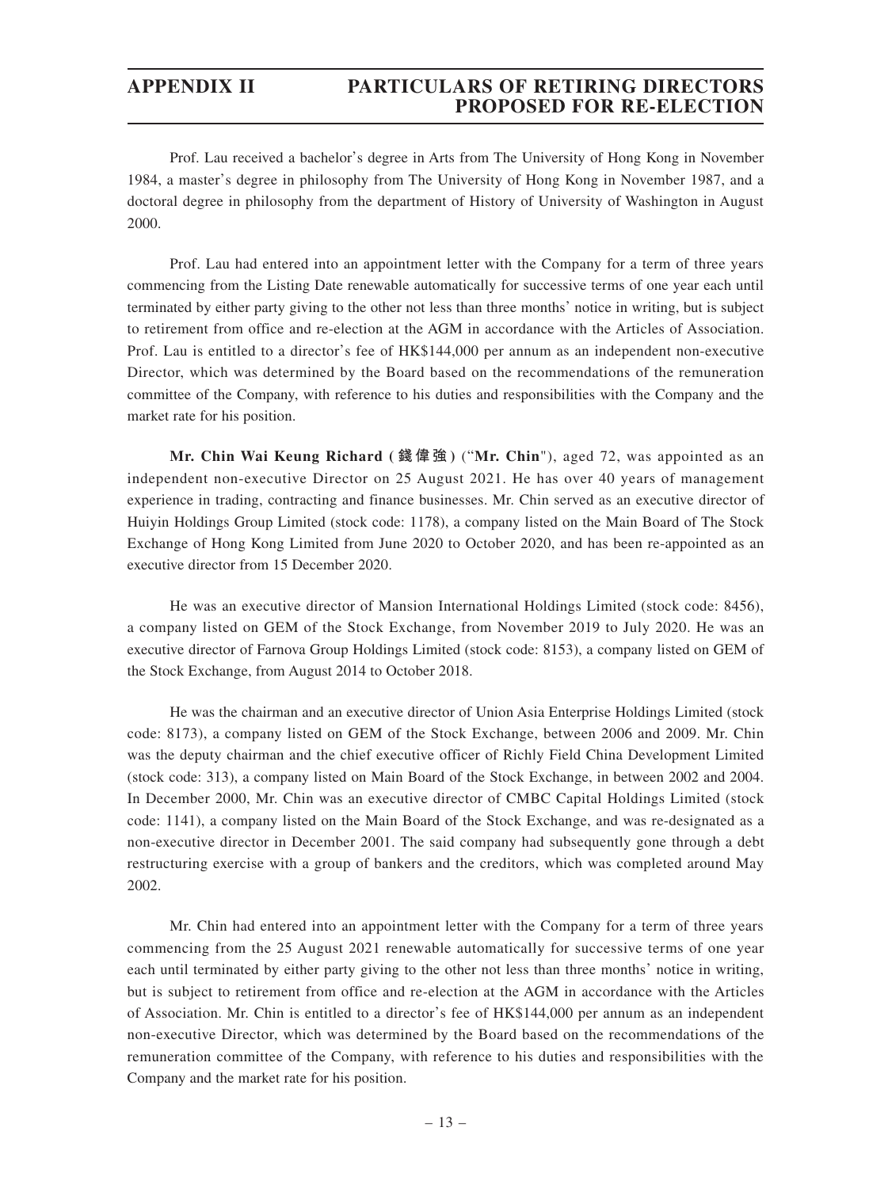Prof. Lau received a bachelor's degree in Arts from The University of Hong Kong in November 1984, a master's degree in philosophy from The University of Hong Kong in November 1987, and a doctoral degree in philosophy from the department of History of University of Washington in August 2000.

Prof. Lau had entered into an appointment letter with the Company for a term of three years commencing from the Listing Date renewable automatically for successive terms of one year each until terminated by either party giving to the other not less than three months' notice in writing, but is subject to retirement from office and re-election at the AGM in accordance with the Articles of Association. Prof. Lau is entitled to a director's fee of HK$144,000 per annum as an independent non-executive Director, which was determined by the Board based on the recommendations of the remuneration committee of the Company, with reference to his duties and responsibilities with the Company and the market rate for his position.

**Mr. Chin Wai Keung Richard (錢偉強)** ("**Mr. Chin**"), aged 72, was appointed as an independent non-executive Director on 25 August 2021. He has over 40 years of management experience in trading, contracting and finance businesses. Mr. Chin served as an executive director of Huiyin Holdings Group Limited (stock code: 1178), a company listed on the Main Board of The Stock Exchange of Hong Kong Limited from June 2020 to October 2020, and has been re-appointed as an executive director from 15 December 2020.

He was an executive director of Mansion International Holdings Limited (stock code: 8456), a company listed on GEM of the Stock Exchange, from November 2019 to July 2020. He was an executive director of Farnova Group Holdings Limited (stock code: 8153), a company listed on GEM of the Stock Exchange, from August 2014 to October 2018.

He was the chairman and an executive director of Union Asia Enterprise Holdings Limited (stock code: 8173), a company listed on GEM of the Stock Exchange, between 2006 and 2009. Mr. Chin was the deputy chairman and the chief executive officer of Richly Field China Development Limited (stock code: 313), a company listed on Main Board of the Stock Exchange, in between 2002 and 2004. In December 2000, Mr. Chin was an executive director of CMBC Capital Holdings Limited (stock code: 1141), a company listed on the Main Board of the Stock Exchange, and was re-designated as a non-executive director in December 2001. The said company had subsequently gone through a debt restructuring exercise with a group of bankers and the creditors, which was completed around May 2002.

Mr. Chin had entered into an appointment letter with the Company for a term of three years commencing from the 25 August 2021 renewable automatically for successive terms of one year each until terminated by either party giving to the other not less than three months' notice in writing, but is subject to retirement from office and re-election at the AGM in accordance with the Articles of Association. Mr. Chin is entitled to a director's fee of HK$144,000 per annum as an independent non-executive Director, which was determined by the Board based on the recommendations of the remuneration committee of the Company, with reference to his duties and responsibilities with the Company and the market rate for his position.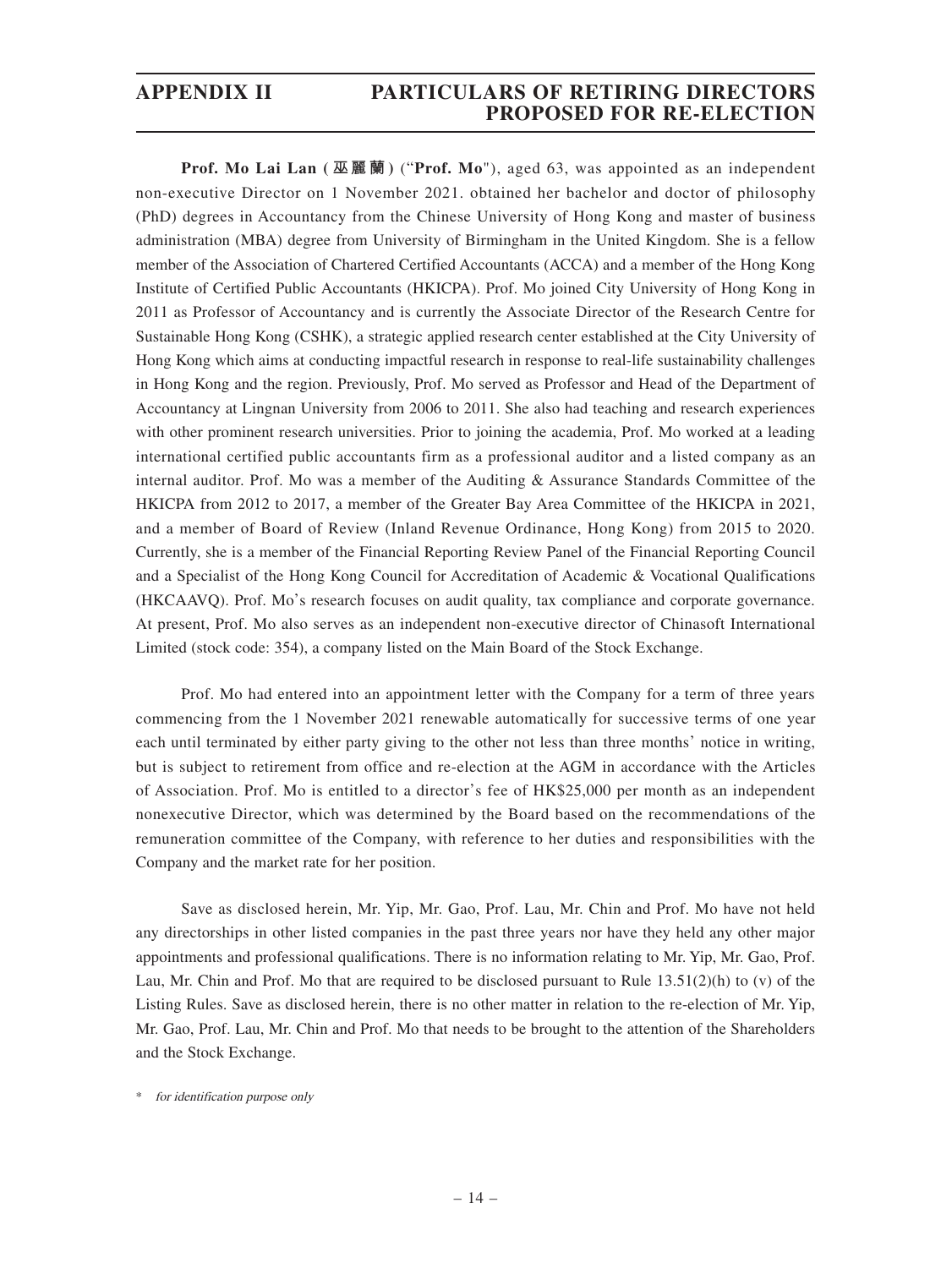**Prof. Mo Lai Lan (巫麗蘭)** ("**Prof. Mo**"), aged 63, was appointed as an independent non-executive Director on 1 November 2021. obtained her bachelor and doctor of philosophy (PhD) degrees in Accountancy from the Chinese University of Hong Kong and master of business administration (MBA) degree from University of Birmingham in the United Kingdom. She is a fellow member of the Association of Chartered Certified Accountants (ACCA) and a member of the Hong Kong Institute of Certified Public Accountants (HKICPA). Prof. Mo joined City University of Hong Kong in 2011 as Professor of Accountancy and is currently the Associate Director of the Research Centre for Sustainable Hong Kong (CSHK), a strategic applied research center established at the City University of Hong Kong which aims at conducting impactful research in response to real-life sustainability challenges in Hong Kong and the region. Previously, Prof. Mo served as Professor and Head of the Department of Accountancy at Lingnan University from 2006 to 2011. She also had teaching and research experiences with other prominent research universities. Prior to joining the academia, Prof. Mo worked at a leading international certified public accountants firm as a professional auditor and a listed company as an internal auditor. Prof. Mo was a member of the Auditing & Assurance Standards Committee of the HKICPA from 2012 to 2017, a member of the Greater Bay Area Committee of the HKICPA in 2021, and a member of Board of Review (Inland Revenue Ordinance, Hong Kong) from 2015 to 2020. Currently, she is a member of the Financial Reporting Review Panel of the Financial Reporting Council and a Specialist of the Hong Kong Council for Accreditation of Academic & Vocational Qualifications (HKCAAVQ). Prof. Mo's research focuses on audit quality, tax compliance and corporate governance. At present, Prof. Mo also serves as an independent non-executive director of Chinasoft International Limited (stock code: 354), a company listed on the Main Board of the Stock Exchange.

Prof. Mo had entered into an appointment letter with the Company for a term of three years commencing from the 1 November 2021 renewable automatically for successive terms of one year each until terminated by either party giving to the other not less than three months' notice in writing, but is subject to retirement from office and re-election at the AGM in accordance with the Articles of Association. Prof. Mo is entitled to a director's fee of HK$25,000 per month as an independent nonexecutive Director, which was determined by the Board based on the recommendations of the remuneration committee of the Company, with reference to her duties and responsibilities with the Company and the market rate for her position.

Save as disclosed herein, Mr. Yip, Mr. Gao, Prof. Lau, Mr. Chin and Prof. Mo have not held any directorships in other listed companies in the past three years nor have they held any other major appointments and professional qualifications. There is no information relating to Mr. Yip, Mr. Gao, Prof. Lau, Mr. Chin and Prof. Mo that are required to be disclosed pursuant to Rule 13.51(2)(h) to (v) of the Listing Rules. Save as disclosed herein, there is no other matter in relation to the re-election of Mr. Yip, Mr. Gao, Prof. Lau, Mr. Chin and Prof. Mo that needs to be brought to the attention of the Shareholders and the Stock Exchange.

\* *for identification purpose only*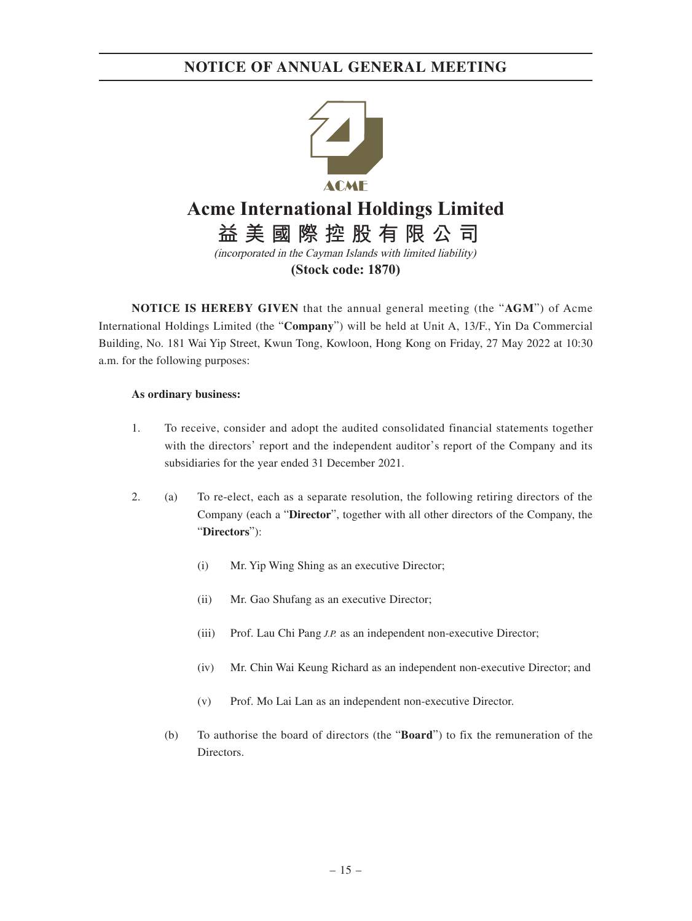# NOTICE OF ANNUAL GENERAL MEETING

ACME

## Acme International Holdings Limited

## 益美國際控股有限公司

*(incorporated in the Cayman Islands with limited liability)*

**(Stock code: 1870)**

**NOTICE IS HEREBY GIVEN** that the annual general meeting (the "**AGM**") of Acme International Holdings Limited (the "**Company**") will be held at Unit A, 13/F., Yin Da Commercial Building, No. 181 Wai Yip Street, Kwun Tong, Kowloon, Hong Kong on Friday, 27 May 2022 at 10:30 a.m. for the following purposes:

**As ordinary business:**

1. To receive, consider and adopt the audited consolidated financial statements together with the directors' report and the independent auditor's report of the Company and its subsidiaries for the year ended 31 December 2021.

2. (a) To re-elect, each as a separate resolution, the following retiring directors of the Company (each a "**Director**", together with all other directors of the Company, the "**Directors**"):

   (i) Mr. Yip Wing Shing as an executive Director;

   (ii) Mr. Gao Shufang as an executive Director;

   (iii) Prof. Lau Chi Pang *J.P.* as an independent non-executive Director;

   (iv) Mr. Chin Wai Keung Richard as an independent non-executive Director; and

   (v) Prof. Mo Lai Lan as an independent non-executive Director.

   (b) To authorise the board of directors (the "**Board**") to fix the remuneration of the Directors.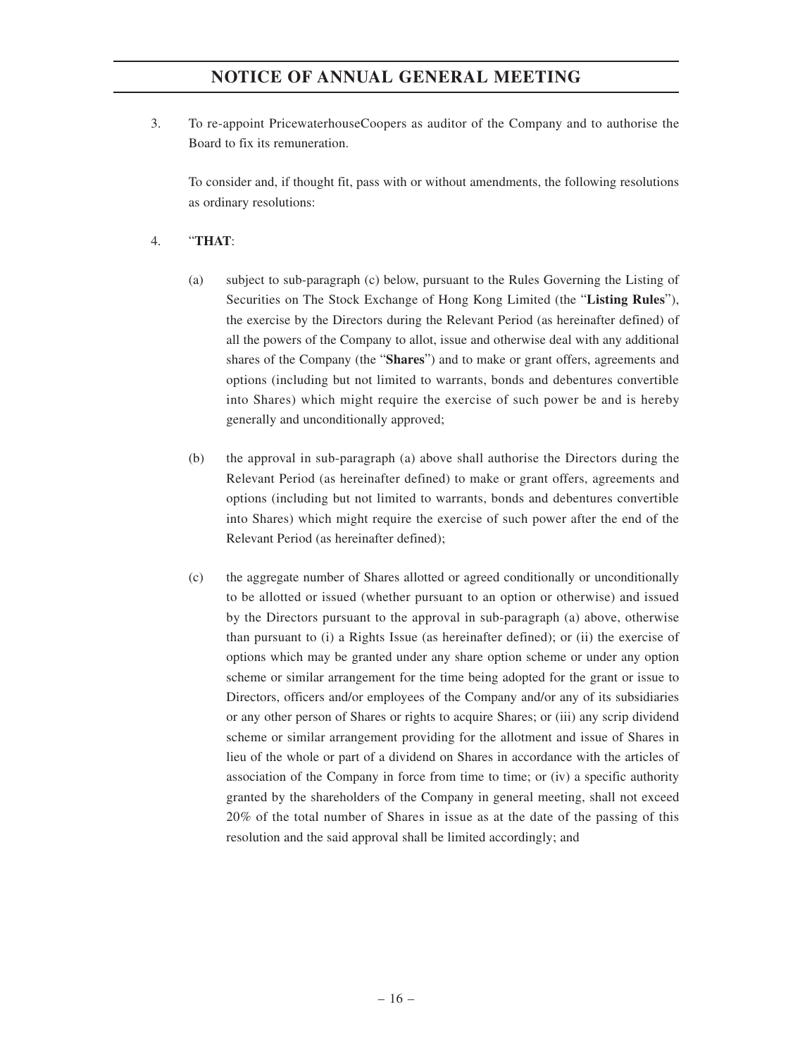3. To re-appoint PricewaterhouseCoopers as auditor of the Company and to authorise the Board to fix its remuneration.

   To consider and, if thought fit, pass with or without amendments, the following resolutions as ordinary resolutions:

4. "**THAT**:

   (a) subject to sub-paragraph (c) below, pursuant to the Rules Governing the Listing of Securities on The Stock Exchange of Hong Kong Limited (the "**Listing Rules**"), the exercise by the Directors during the Relevant Period (as hereinafter defined) of all the powers of the Company to allot, issue and otherwise deal with any additional shares of the Company (the "**Shares**") and to make or grant offers, agreements and options (including but not limited to warrants, bonds and debentures convertible into Shares) which might require the exercise of such power be and is hereby generally and unconditionally approved;

   (b) the approval in sub-paragraph (a) above shall authorise the Directors during the Relevant Period (as hereinafter defined) to make or grant offers, agreements and options (including but not limited to warrants, bonds and debentures convertible into Shares) which might require the exercise of such power after the end of the Relevant Period (as hereinafter defined);

   (c) the aggregate number of Shares allotted or agreed conditionally or unconditionally to be allotted or issued (whether pursuant to an option or otherwise) and issued by the Directors pursuant to the approval in sub-paragraph (a) above, otherwise than pursuant to (i) a Rights Issue (as hereinafter defined); or (ii) the exercise of options which may be granted under any share option scheme or under any option scheme or similar arrangement for the time being adopted for the grant or issue to Directors, officers and/or employees of the Company and/or any of its subsidiaries or any other person of Shares or rights to acquire Shares; or (iii) any scrip dividend scheme or similar arrangement providing for the allotment and issue of Shares in lieu of the whole or part of a dividend on Shares in accordance with the articles of association of the Company in force from time to time; or (iv) a specific authority granted by the shareholders of the Company in general meeting, shall not exceed 20% of the total number of Shares in issue as at the date of the passing of this resolution and the said approval shall be limited accordingly; and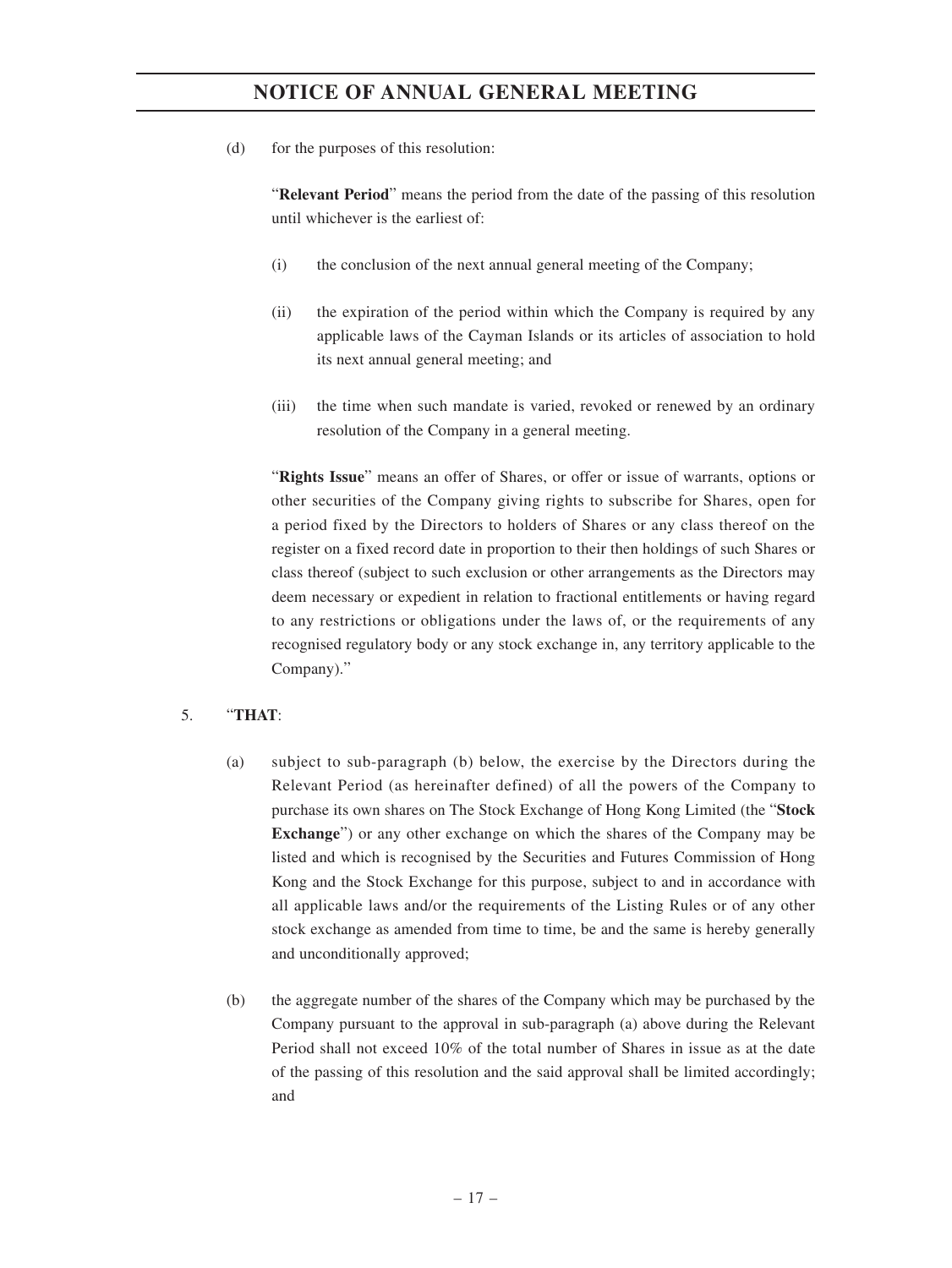(d) for the purposes of this resolution:

"**Relevant Period**" means the period from the date of the passing of this resolution until whichever is the earliest of:

(i) the conclusion of the next annual general meeting of the Company;

(ii) the expiration of the period within which the Company is required by any applicable laws of the Cayman Islands or its articles of association to hold its next annual general meeting; and

(iii) the time when such mandate is varied, revoked or renewed by an ordinary resolution of the Company in a general meeting.

"**Rights Issue**" means an offer of Shares, or offer or issue of warrants, options or other securities of the Company giving rights to subscribe for Shares, open for a period fixed by the Directors to holders of Shares or any class thereof on the register on a fixed record date in proportion to their then holdings of such Shares or class thereof (subject to such exclusion or other arrangements as the Directors may deem necessary or expedient in relation to fractional entitlements or having regard to any restrictions or obligations under the laws of, or the requirements of any recognised regulatory body or any stock exchange in, any territory applicable to the Company)."

5. "**THAT**:

(a) subject to sub-paragraph (b) below, the exercise by the Directors during the Relevant Period (as hereinafter defined) of all the powers of the Company to purchase its own shares on The Stock Exchange of Hong Kong Limited (the "**Stock Exchange**") or any other exchange on which the shares of the Company may be listed and which is recognised by the Securities and Futures Commission of Hong Kong and the Stock Exchange for this purpose, subject to and in accordance with all applicable laws and/or the requirements of the Listing Rules or of any other stock exchange as amended from time to time, be and the same is hereby generally and unconditionally approved;

(b) the aggregate number of the shares of the Company which may be purchased by the Company pursuant to the approval in sub-paragraph (a) above during the Relevant Period shall not exceed 10% of the total number of Shares in issue as at the date of the passing of this resolution and the said approval shall be limited accordingly; and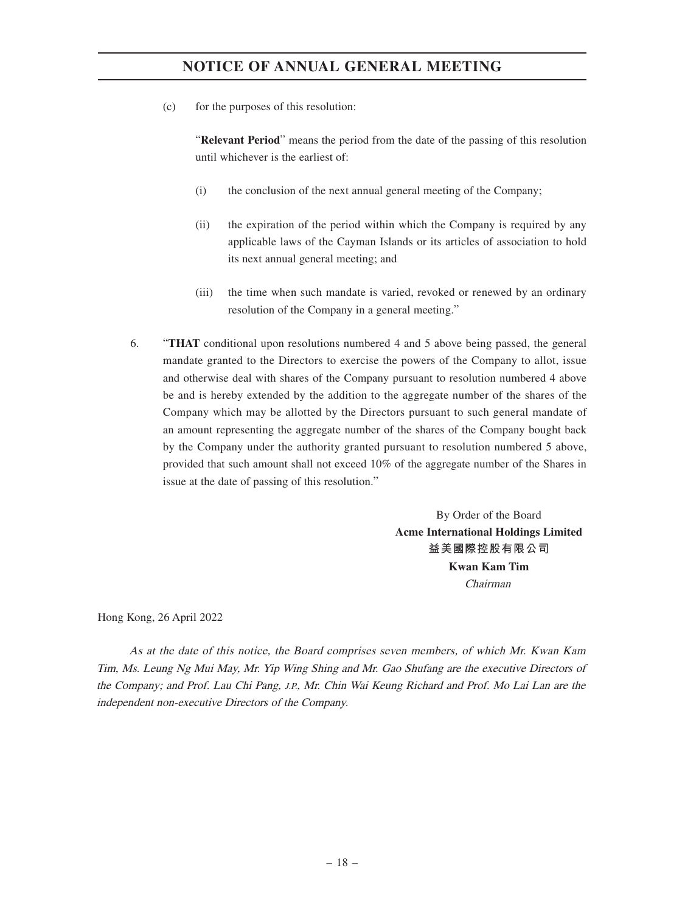(c) for the purposes of this resolution:

"**Relevant Period**" means the period from the date of the passing of this resolution until whichever is the earliest of:

(i) the conclusion of the next annual general meeting of the Company;

(ii) the expiration of the period within which the Company is required by any applicable laws of the Cayman Islands or its articles of association to hold its next annual general meeting; and

(iii) the time when such mandate is varied, revoked or renewed by an ordinary resolution of the Company in a general meeting."

6. "**THAT** conditional upon resolutions numbered 4 and 5 above being passed, the general mandate granted to the Directors to exercise the powers of the Company to allot, issue and otherwise deal with shares of the Company pursuant to resolution numbered 4 above be and is hereby extended by the addition to the aggregate number of the shares of the Company which may be allotted by the Directors pursuant to such general mandate of an amount representing the aggregate number of the shares of the Company bought back by the Company under the authority granted pursuant to resolution numbered 5 above, provided that such amount shall not exceed 10% of the aggregate number of the Shares in issue at the date of passing of this resolution."

By Order of the Board
**Acme International Holdings Limited**
**益美國際控股有限公司**
**Kwan Kam Tim**
*Chairman*

Hong Kong, 26 April 2022

*As at the date of this notice, the Board comprises seven members, of which Mr. Kwan Kam Tim, Ms. Leung Ng Mui May, Mr. Yip Wing Shing and Mr. Gao Shufang are the executive Directors of the Company; and Prof. Lau Chi Pang, J.P., Mr. Chin Wai Keung Richard and Prof. Mo Lai Lan are the independent non-executive Directors of the Company.*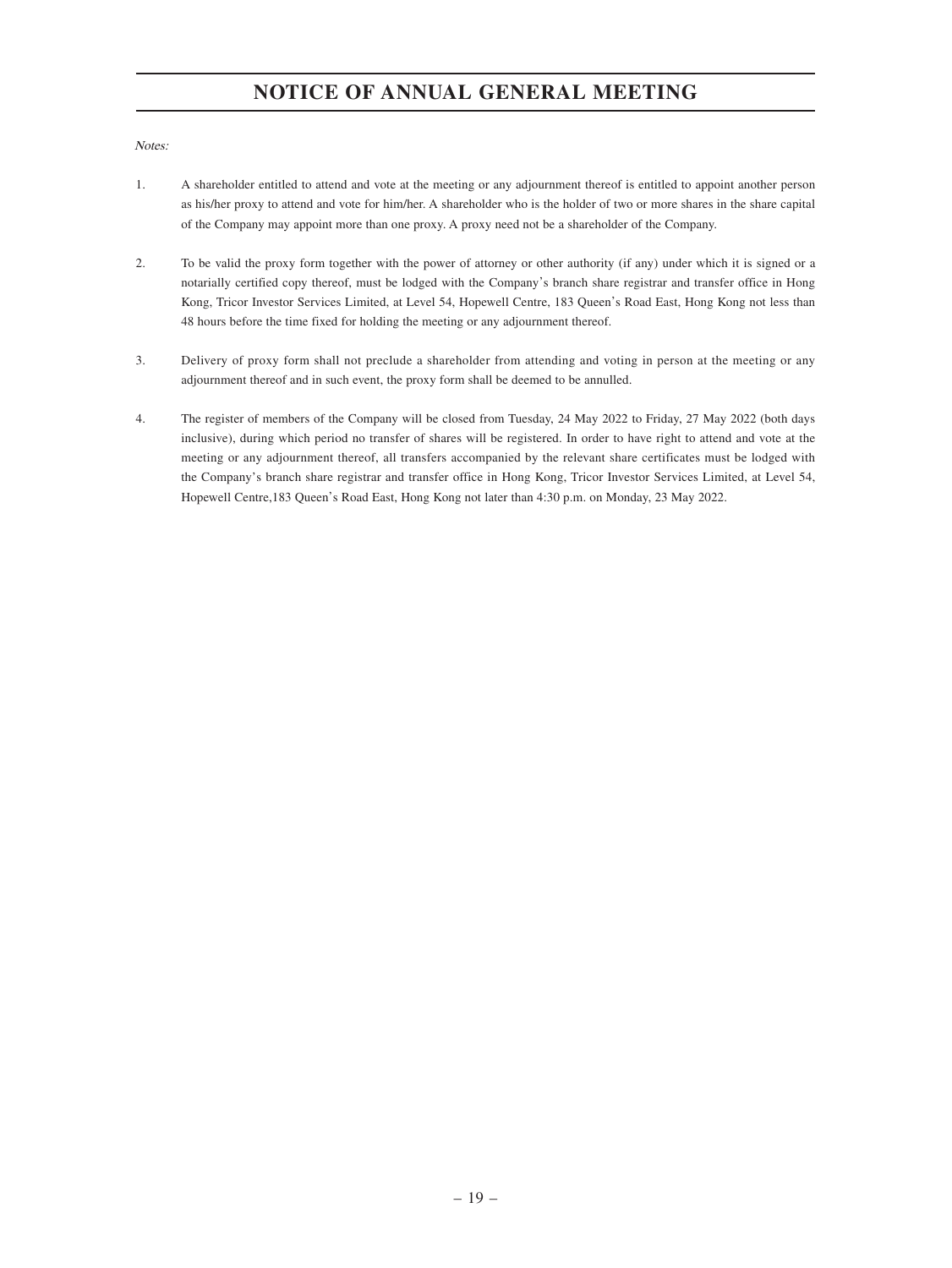# NOTICE OF ANNUAL GENERAL MEETING

*Notes:*

1. A shareholder entitled to attend and vote at the meeting or any adjournment thereof is entitled to appoint another person as his/her proxy to attend and vote for him/her. A shareholder who is the holder of two or more shares in the share capital of the Company may appoint more than one proxy. A proxy need not be a shareholder of the Company.

2. To be valid the proxy form together with the power of attorney or other authority (if any) under which it is signed or a notarially certified copy thereof, must be lodged with the Company's branch share registrar and transfer office in Hong Kong, Tricor Investor Services Limited, at Level 54, Hopewell Centre, 183 Queen's Road East, Hong Kong not less than 48 hours before the time fixed for holding the meeting or any adjournment thereof.

3. Delivery of proxy form shall not preclude a shareholder from attending and voting in person at the meeting or any adjournment thereof and in such event, the proxy form shall be deemed to be annulled.

4. The register of members of the Company will be closed from Tuesday, 24 May 2022 to Friday, 27 May 2022 (both days inclusive), during which period no transfer of shares will be registered. In order to have right to attend and vote at the meeting or any adjournment thereof, all transfers accompanied by the relevant share certificates must be lodged with the Company's branch share registrar and transfer office in Hong Kong, Tricor Investor Services Limited, at Level 54, Hopewell Centre,183 Queen's Road East, Hong Kong not later than 4:30 p.m. on Monday, 23 May 2022.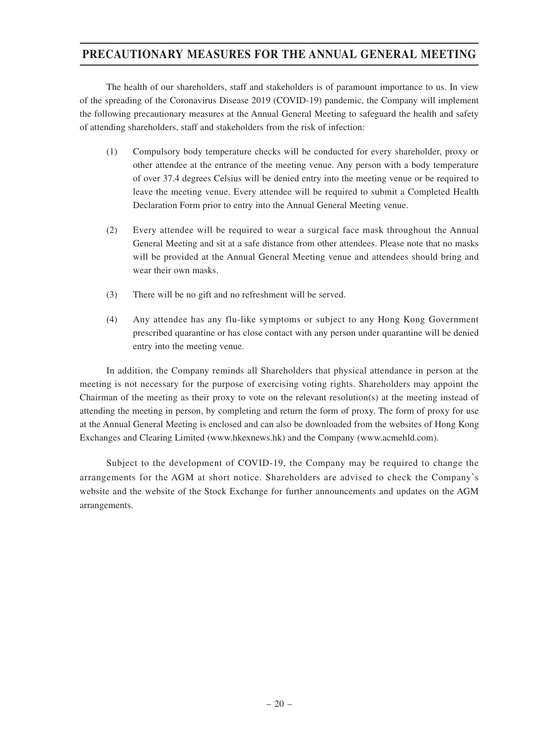# PRECAUTIONARY MEASURES FOR THE ANNUAL GENERAL MEETING

The health of our shareholders, staff and stakeholders is of paramount importance to us. In view of the spreading of the Coronavirus Disease 2019 (COVID-19) pandemic, the Company will implement the following precautionary measures at the Annual General Meeting to safeguard the health and safety of attending shareholders, staff and stakeholders from the risk of infection:

(1) Compulsory body temperature checks will be conducted for every shareholder, proxy or other attendee at the entrance of the meeting venue. Any person with a body temperature of over 37.4 degrees Celsius will be denied entry into the meeting venue or be required to leave the meeting venue. Every attendee will be required to submit a Completed Health Declaration Form prior to entry into the Annual General Meeting venue.

(2) Every attendee will be required to wear a surgical face mask throughout the Annual General Meeting and sit at a safe distance from other attendees. Please note that no masks will be provided at the Annual General Meeting venue and attendees should bring and wear their own masks.

(3) There will be no gift and no refreshment will be served.

(4) Any attendee has any flu-like symptoms or subject to any Hong Kong Government prescribed quarantine or has close contact with any person under quarantine will be denied entry into the meeting venue.

In addition, the Company reminds all Shareholders that physical attendance in person at the meeting is not necessary for the purpose of exercising voting rights. Shareholders may appoint the Chairman of the meeting as their proxy to vote on the relevant resolution(s) at the meeting instead of attending the meeting in person, by completing and return the form of proxy. The form of proxy for use at the Annual General Meeting is enclosed and can also be downloaded from the websites of Hong Kong Exchanges and Clearing Limited (www.hkexnews.hk) and the Company (www.acmehld.com).

Subject to the development of COVID-19, the Company may be required to change the arrangements for the AGM at short notice. Shareholders are advised to check the Company's website and the website of the Stock Exchange for further announcements and updates on the AGM arrangements.